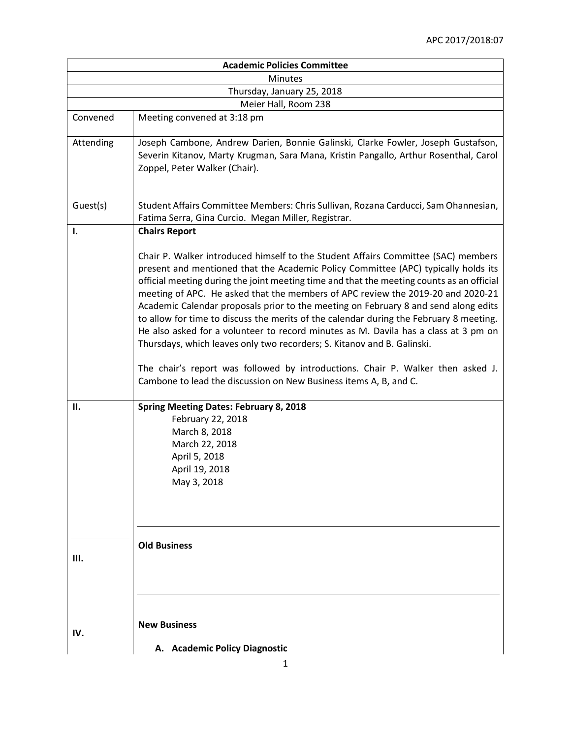APC 2017/2018:07

| Academic Policies Committee | |
|---|---|
| Minutes | |
| Thursday, January 25, 2018 | |
| Meier Hall, Room 238 | |
| Convened | Meeting convened at 3:18 pm |
| Attending | Joseph Cambone, Andrew Darien, Bonnie Galinski, Clarke Fowler, Joseph Gustafson, Severin Kitanov, Marty Krugman, Sara Mana, Kristin Pangallo, Arthur Rosenthal, Carol Zoppel, Peter Walker (Chair). |
| Guest(s) | Student Affairs Committee Members: Chris Sullivan, Rozana Carducci, Sam Ohannesian, Fatima Serra, Gina Curcio. Megan Miller, Registrar. |
| I. | **Chairs Report**<br><br>Chair P. Walker introduced himself to the Student Affairs Committee (SAC) members present and mentioned that the Academic Policy Committee (APC) typically holds its official meeting during the joint meeting time and that the meeting counts as an official meeting of APC. He asked that the members of APC review the 2019-20 and 2020-21 Academic Calendar proposals prior to the meeting on February 8 and send along edits to allow for time to discuss the merits of the calendar during the February 8 meeting. He also asked for a volunteer to record minutes as M. Davila has a class at 3 pm on Thursdays, which leaves only two recorders; S. Kitanov and B. Galinski.<br><br>The chair's report was followed by introductions. Chair P. Walker then asked J. Cambone to lead the discussion on New Business items A, B, and C. |
| II. | **Spring Meeting Dates: February 8, 2018**<br>February 22, 2018<br>March 8, 2018<br>March 22, 2018<br>April 5, 2018<br>April 19, 2018<br>May 3, 2018 |
| III. | **Old Business** |
| IV. | **New Business**<br><br>**A. Academic Policy Diagnostic** |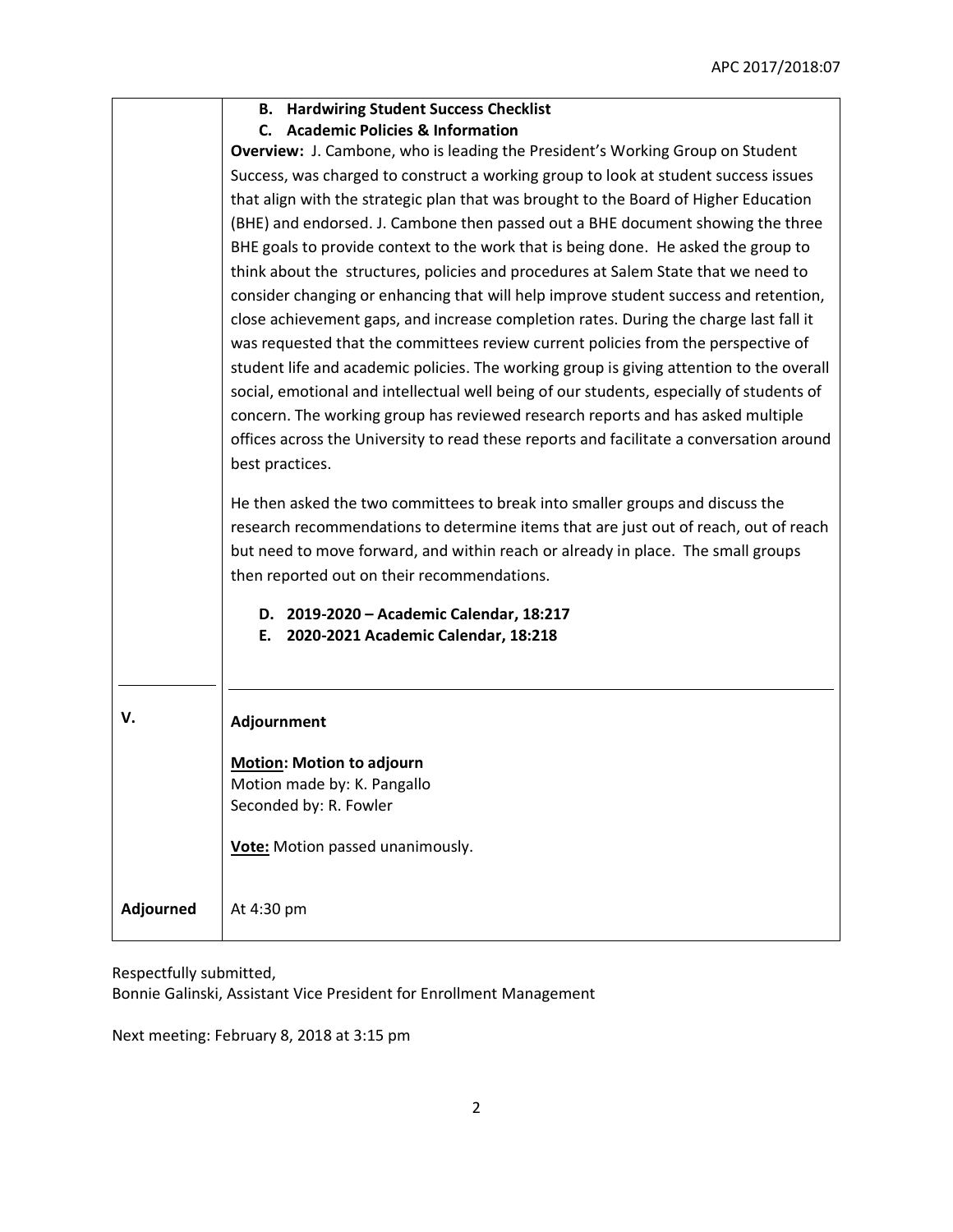| | |
|---|---|
| | **B. Hardwiring Student Success Checklist**<br>**C. Academic Policies & Information**<br>**Overview:** J. Cambone, who is leading the President's Working Group on Student Success, was charged to construct a working group to look at student success issues that align with the strategic plan that was brought to the Board of Higher Education (BHE) and endorsed. J. Cambone then passed out a BHE document showing the three BHE goals to provide context to the work that is being done. He asked the group to think about the structures, policies and procedures at Salem State that we need to consider changing or enhancing that will help improve student success and retention, close achievement gaps, and increase completion rates. During the charge last fall it was requested that the committees review current policies from the perspective of student life and academic policies. The working group is giving attention to the overall social, emotional and intellectual well being of our students, especially of students of concern. The working group has reviewed research reports and has asked multiple offices across the University to read these reports and facilitate a conversation around best practices.<br><br>He then asked the two committees to break into smaller groups and discuss the research recommendations to determine items that are just out of reach, out of reach but need to move forward, and within reach or already in place. The small groups then reported out on their recommendations.<br><br>**D. 2019-2020 – Academic Calendar, 18:217**<br>**E. 2020-2021 Academic Calendar, 18:218** |
| **V.** | **Adjournment**<br><br>**Motion: Motion to adjourn**<br>Motion made by: K. Pangallo<br>Seconded by: R. Fowler<br><br>**Vote:** Motion passed unanimously. |
| **Adjourned** | At 4:30 pm |

Respectfully submitted,
Bonnie Galinski, Assistant Vice President for Enrollment Management

Next meeting: February 8, 2018 at 3:15 pm